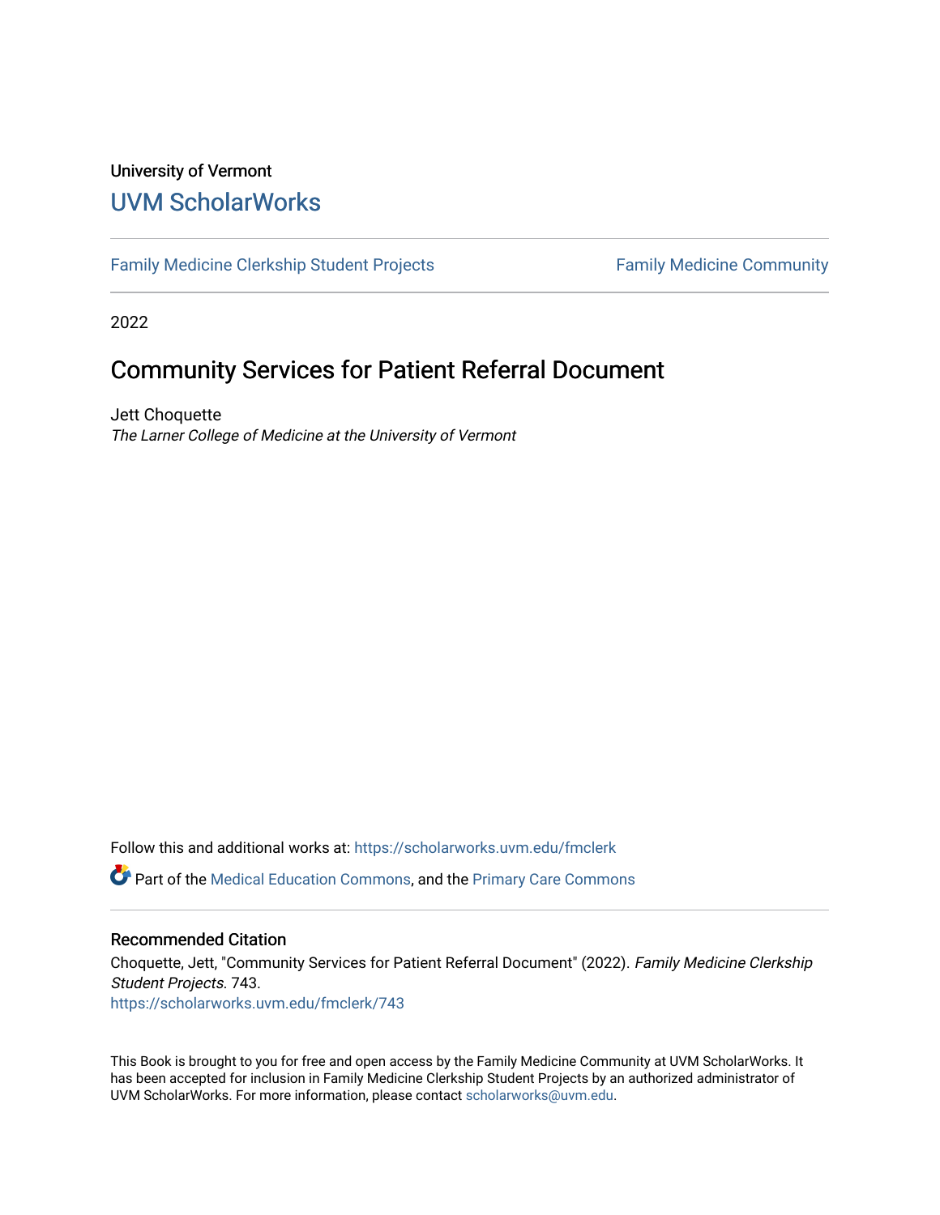University of Vermont

# UVM ScholarWorks

Family Medicine Clerkship Student Projects

Family Medicine Community

2022

## Community Services for Patient Referral Document

Jett Choquette

*The Larner College of Medicine at the University of Vermont*

Follow this and additional works at: https://scholarworks.uvm.edu/fmclerk

Part of the Medical Education Commons, and the Primary Care Commons

### Recommended Citation

Choquette, Jett, "Community Services for Patient Referral Document" (2022). *Family Medicine Clerkship Student Projects*. 743.
https://scholarworks.uvm.edu/fmclerk/743

This Book is brought to you for free and open access by the Family Medicine Community at UVM ScholarWorks. It has been accepted for inclusion in Family Medicine Clerkship Student Projects by an authorized administrator of UVM ScholarWorks. For more information, please contact scholarworks@uvm.edu.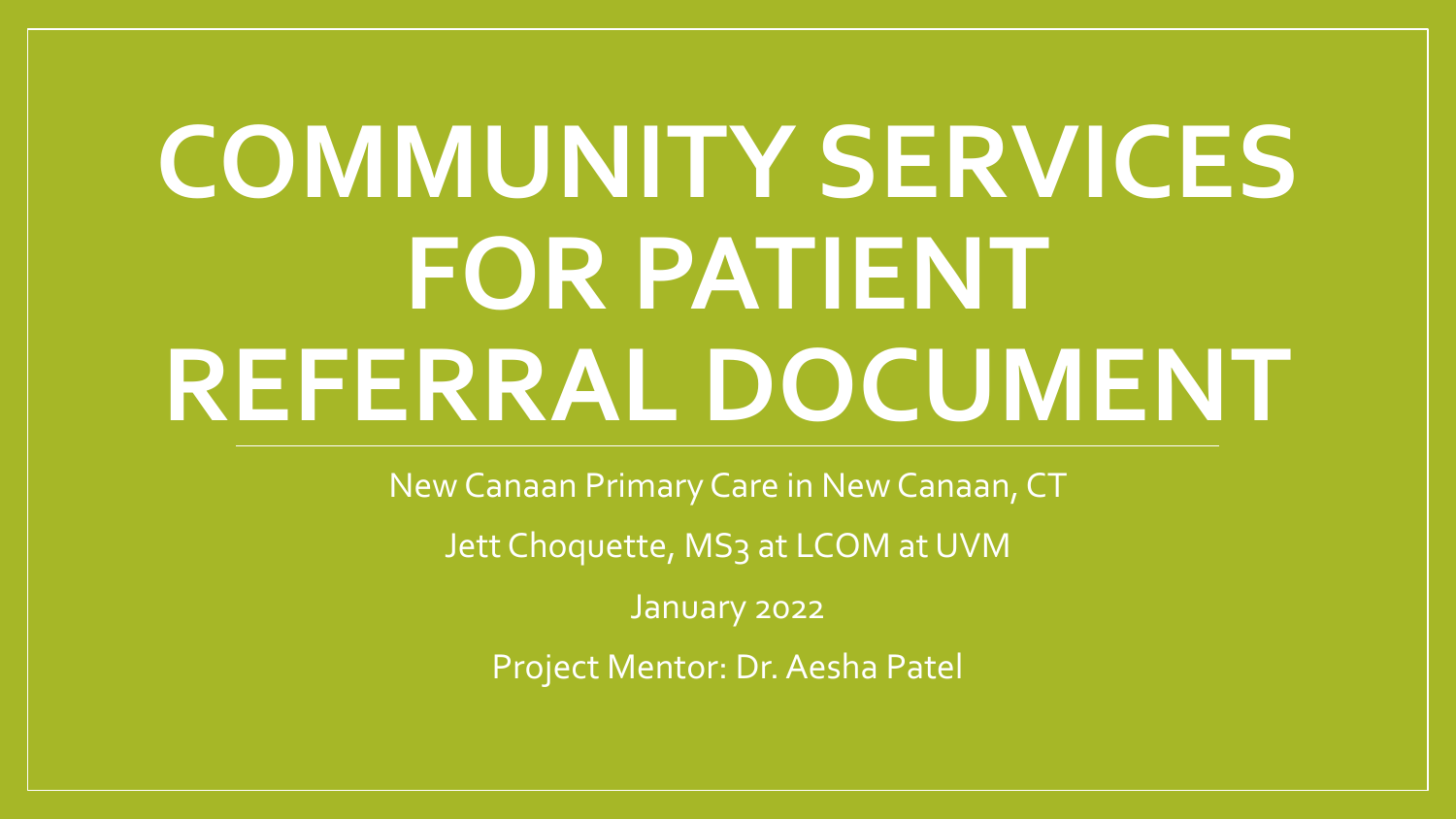# COMMUNITY SERVICES FOR PATIENT REFERRAL DOCUMENT

New Canaan Primary Care in New Canaan, CT

Jett Choquette, MS3 at LCOM at UVM

January 2022

Project Mentor: Dr. Aesha Patel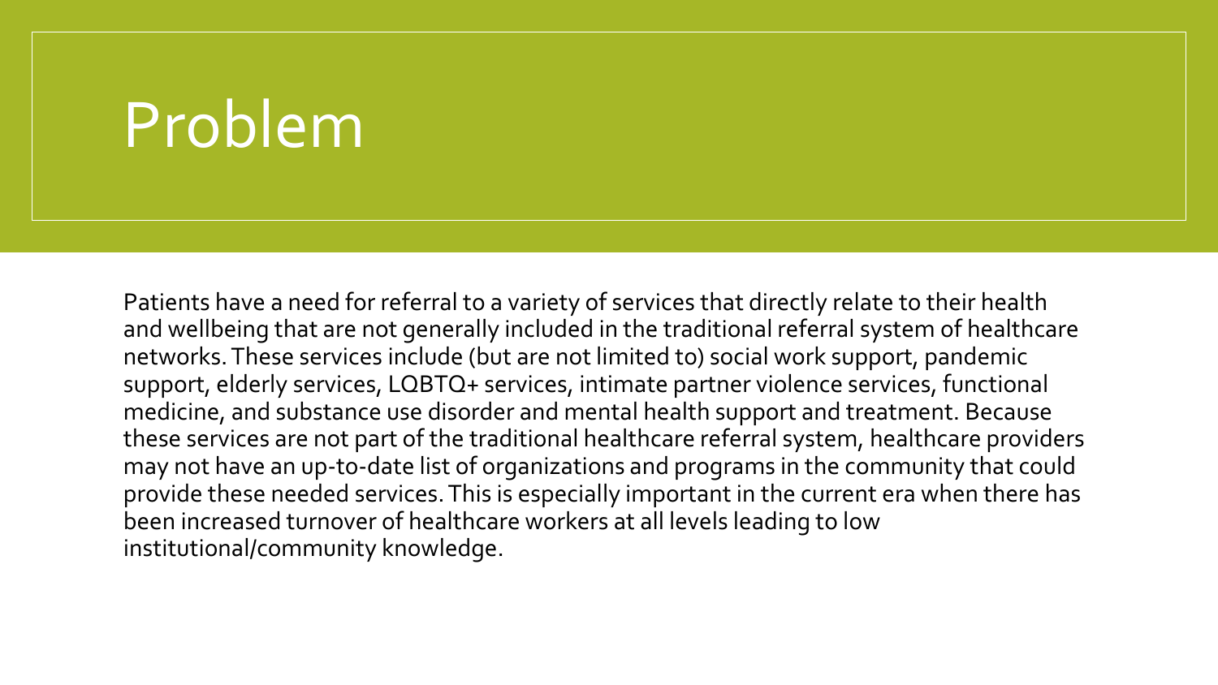# Problem

Patients have a need for referral to a variety of services that directly relate to their health and wellbeing that are not generally included in the traditional referral system of healthcare networks. These services include (but are not limited to) social work support, pandemic support, elderly services, LQBTQ+ services, intimate partner violence services, functional medicine, and substance use disorder and mental health support and treatment. Because these services are not part of the traditional healthcare referral system, healthcare providers may not have an up-to-date list of organizations and programs in the community that could provide these needed services. This is especially important in the current era when there has been increased turnover of healthcare workers at all levels leading to low institutional/community knowledge.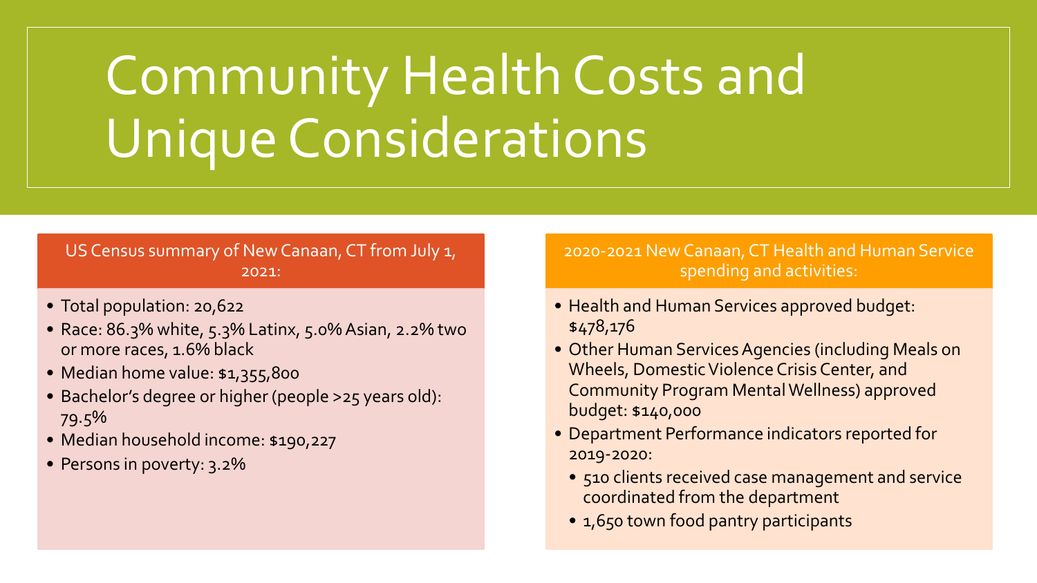# Community Health Costs and Unique Considerations

## US Census summary of New Canaan, CT from July 1, 2021:

- Total population: 20,622
- Race: 86.3% white, 5.3% Latinx, 5.0% Asian, 2.2% two or more races, 1.6% black
- Median home value: $1,355,800
- Bachelor's degree or higher (people >25 years old): 79.5%
- Median household income: $190,227
- Persons in poverty: 3.2%

## 2020-2021 New Canaan, CT Health and Human Service spending and activities:

- Health and Human Services approved budget: $478,176
- Other Human Services Agencies (including Meals on Wheels, Domestic Violence Crisis Center, and Community Program Mental Wellness) approved budget: $140,000
- Department Performance indicators reported for 2019-2020:
  - 510 clients received case management and service coordinated from the department
  - 1,650 town food pantry participants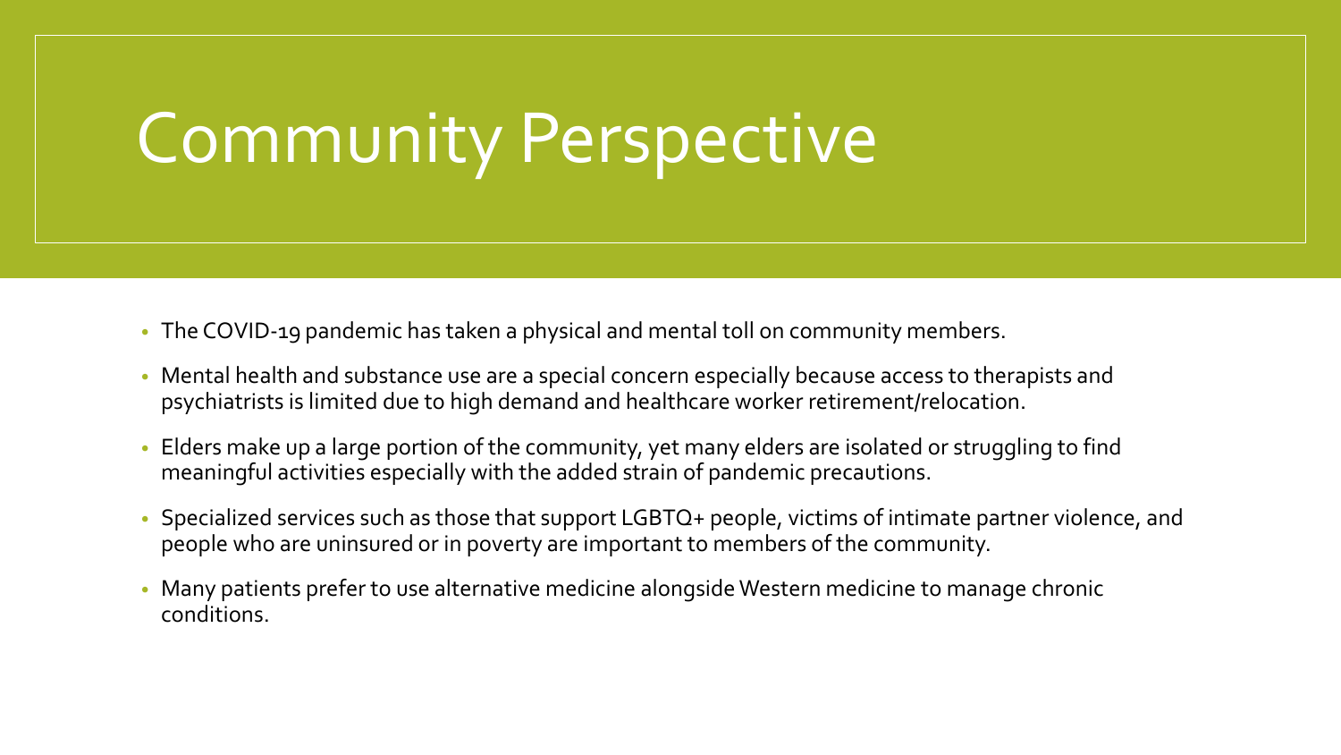# Community Perspective

- The COVID-19 pandemic has taken a physical and mental toll on community members.
- Mental health and substance use are a special concern especially because access to therapists and psychiatrists is limited due to high demand and healthcare worker retirement/relocation.
- Elders make up a large portion of the community, yet many elders are isolated or struggling to find meaningful activities especially with the added strain of pandemic precautions.
- Specialized services such as those that support LGBTQ+ people, victims of intimate partner violence, and people who are uninsured or in poverty are important to members of the community.
- Many patients prefer to use alternative medicine alongside Western medicine to manage chronic conditions.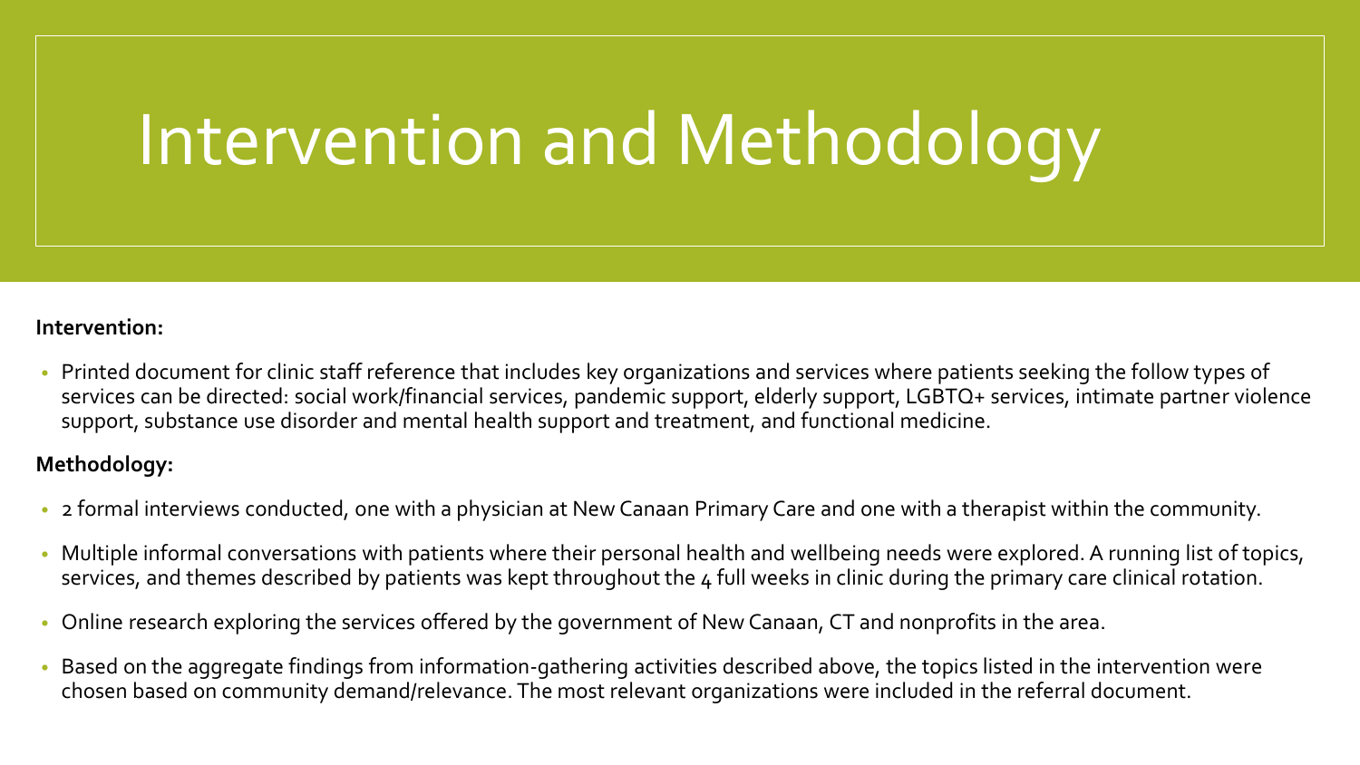# Intervention and Methodology

**Intervention:**

- Printed document for clinic staff reference that includes key organizations and services where patients seeking the follow types of services can be directed: social work/financial services, pandemic support, elderly support, LGBTQ+ services, intimate partner violence support, substance use disorder and mental health support and treatment, and functional medicine.

**Methodology:**

- 2 formal interviews conducted, one with a physician at New Canaan Primary Care and one with a therapist within the community.
- Multiple informal conversations with patients where their personal health and wellbeing needs were explored. A running list of topics, services, and themes described by patients was kept throughout the 4 full weeks in clinic during the primary care clinical rotation.
- Online research exploring the services offered by the government of New Canaan, CT and nonprofits in the area.
- Based on the aggregate findings from information-gathering activities described above, the topics listed in the intervention were chosen based on community demand/relevance. The most relevant organizations were included in the referral document.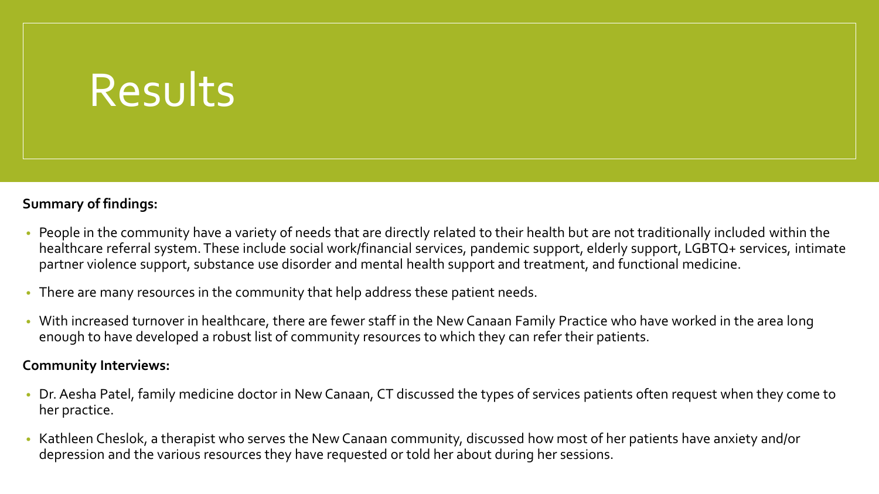# Results

**Summary of findings:**

- People in the community have a variety of needs that are directly related to their health but are not traditionally included within the healthcare referral system. These include social work/financial services, pandemic support, elderly support, LGBTQ+ services, intimate partner violence support, substance use disorder and mental health support and treatment, and functional medicine.
- There are many resources in the community that help address these patient needs.
- With increased turnover in healthcare, there are fewer staff in the New Canaan Family Practice who have worked in the area long enough to have developed a robust list of community resources to which they can refer their patients.

**Community Interviews:**

- Dr. Aesha Patel, family medicine doctor in New Canaan, CT discussed the types of services patients often request when they come to her practice.
- Kathleen Cheslok, a therapist who serves the New Canaan community, discussed how most of her patients have anxiety and/or depression and the various resources they have requested or told her about during her sessions.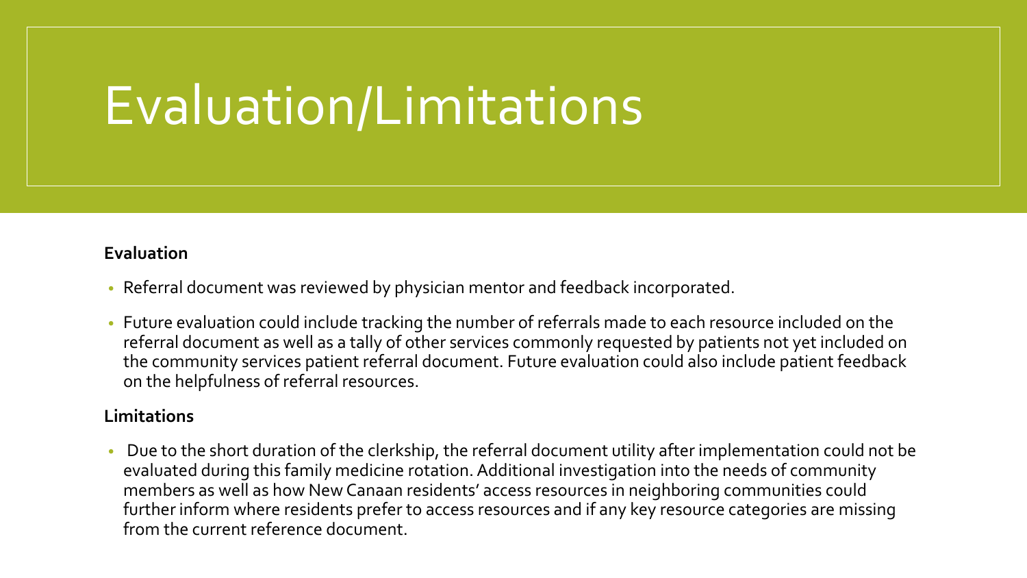# Evaluation/Limitations

**Evaluation**

- Referral document was reviewed by physician mentor and feedback incorporated.
- Future evaluation could include tracking the number of referrals made to each resource included on the referral document as well as a tally of other services commonly requested by patients not yet included on the community services patient referral document. Future evaluation could also include patient feedback on the helpfulness of referral resources.

**Limitations**

- Due to the short duration of the clerkship, the referral document utility after implementation could not be evaluated during this family medicine rotation. Additional investigation into the needs of community members as well as how New Canaan residents' access resources in neighboring communities could further inform where residents prefer to access resources and if any key resource categories are missing from the current reference document.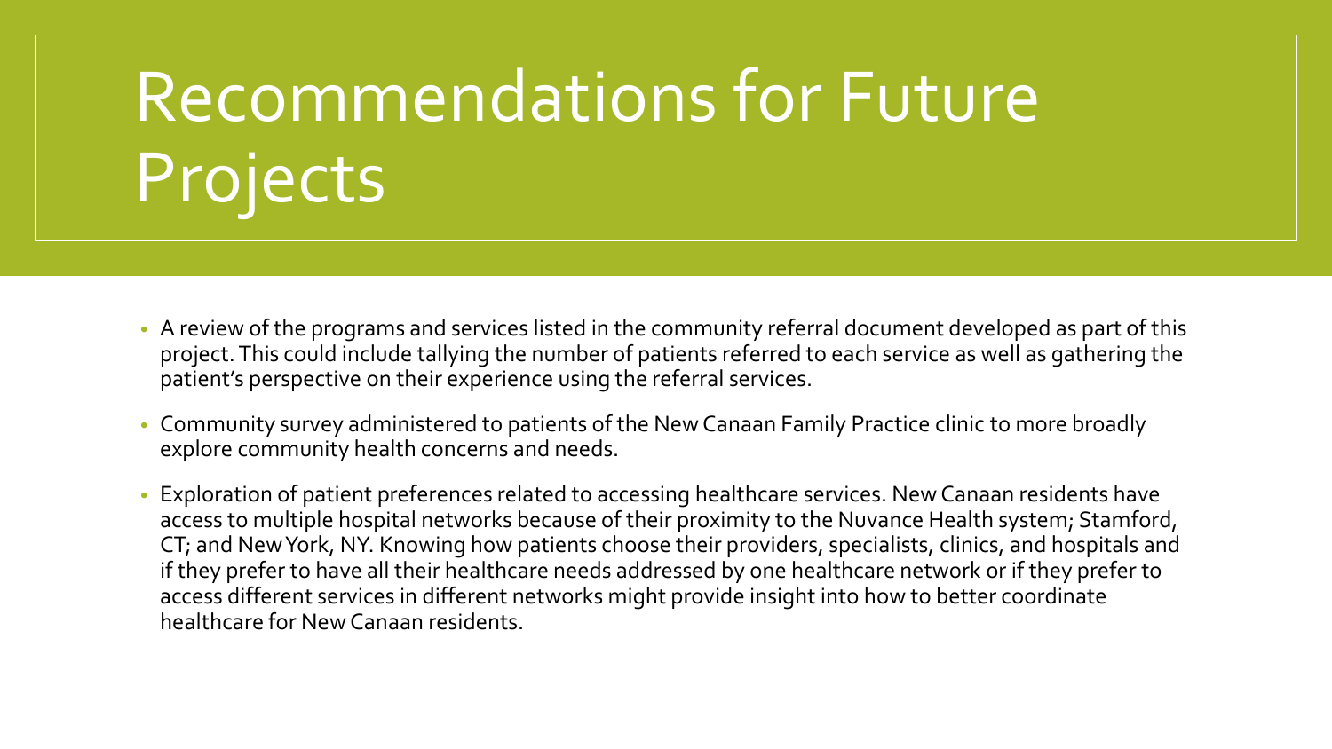# Recommendations for Future Projects

- A review of the programs and services listed in the community referral document developed as part of this project. This could include tallying the number of patients referred to each service as well as gathering the patient's perspective on their experience using the referral services.
- Community survey administered to patients of the New Canaan Family Practice clinic to more broadly explore community health concerns and needs.
- Exploration of patient preferences related to accessing healthcare services. New Canaan residents have access to multiple hospital networks because of their proximity to the Nuvance Health system; Stamford, CT; and New York, NY. Knowing how patients choose their providers, specialists, clinics, and hospitals and if they prefer to have all their healthcare needs addressed by one healthcare network or if they prefer to access different services in different networks might provide insight into how to better coordinate healthcare for New Canaan residents.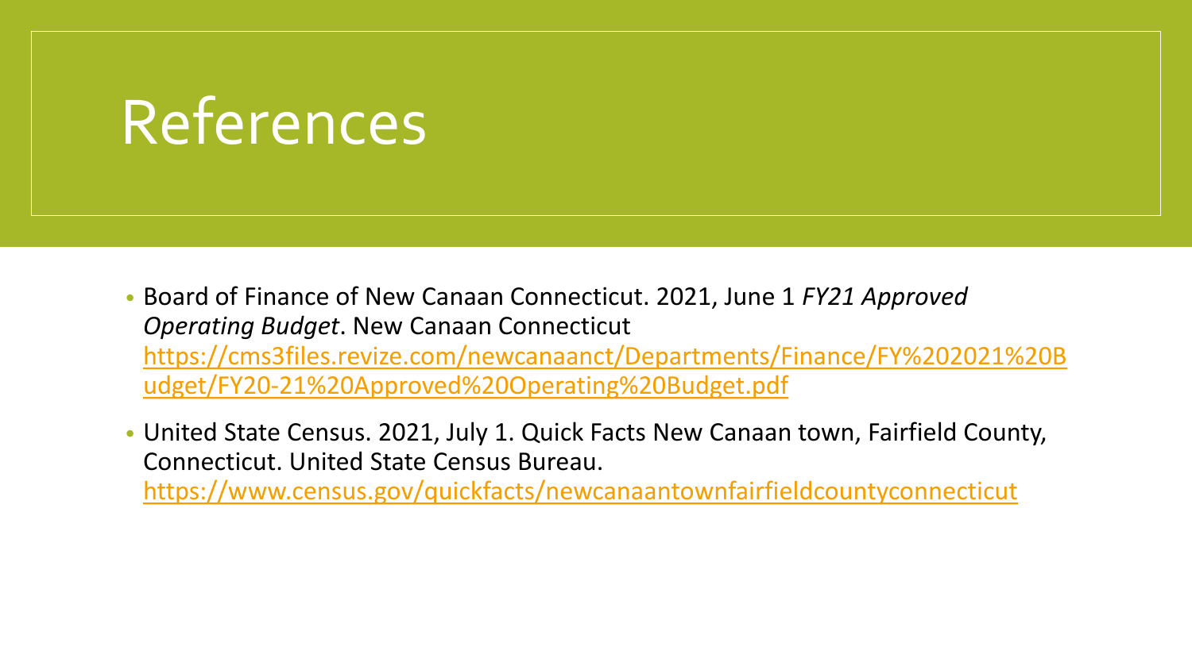# References

- Board of Finance of New Canaan Connecticut. 2021, June 1 *FY21 Approved Operating Budget*. New Canaan Connecticut https://cms3files.revize.com/newcanaanct/Departments/Finance/FY%202021%20Budget/FY20-21%20Approved%20Operating%20Budget.pdf
- United State Census. 2021, July 1. Quick Facts New Canaan town, Fairfield County, Connecticut. United State Census Bureau. https://www.census.gov/quickfacts/newcanaantownfairfieldcountyconnecticut